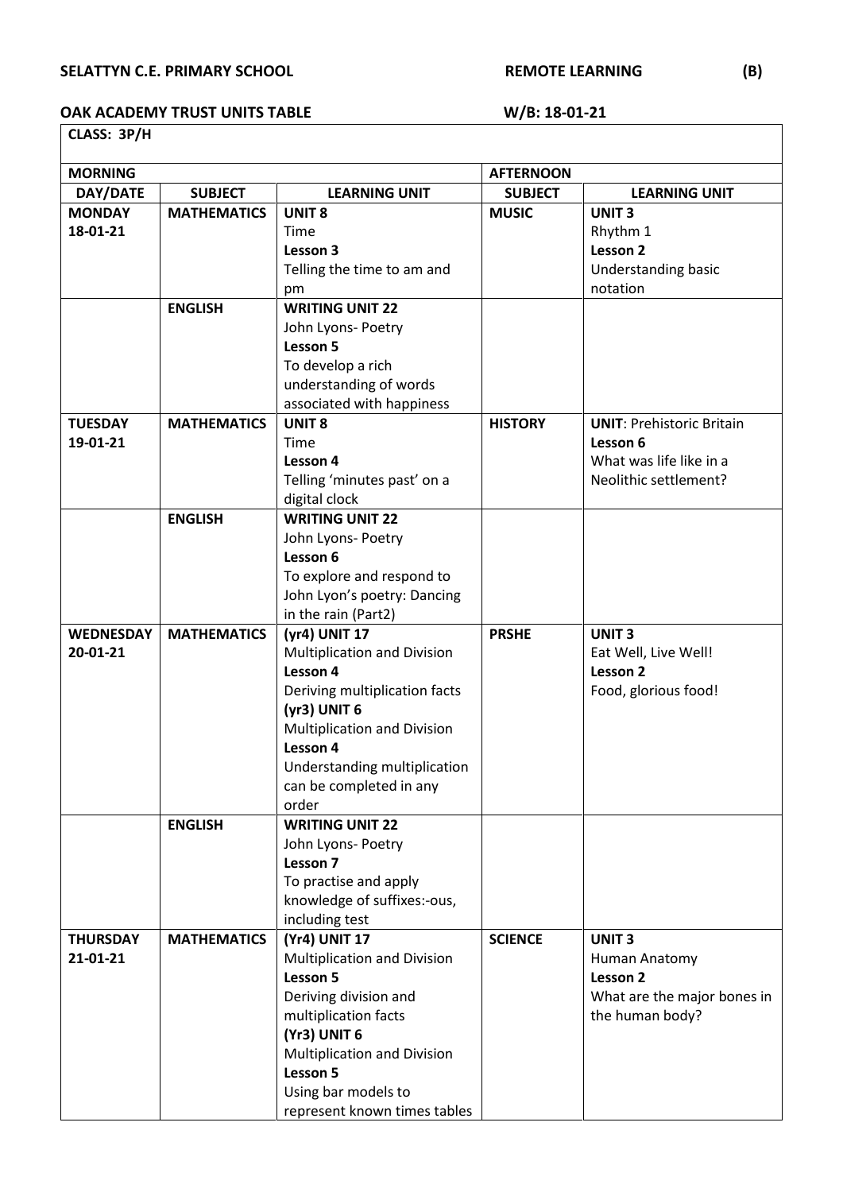**SELATTYN C.E. PRIMARY SCHOOL** **REMOTE LEARNING** **(B)**

**OAK ACADEMY TRUST UNITS TABLE** **W/B: 18-01-21**

| **CLASS: 3P/H** | | | | |
|---|---|---|---|---|
| **MORNING** | | | **AFTERNOON** | |
| **DAY/DATE** | **SUBJECT** | **LEARNING UNIT** | **SUBJECT** | **LEARNING UNIT** |
| **MONDAY 18-01-21** | **MATHEMATICS** | **UNIT 8** Time **Lesson 3** Telling the time to am and pm | **MUSIC** | **UNIT 3** Rhythm 1 **Lesson 2** Understanding basic notation |
| | **ENGLISH** | **WRITING UNIT 22** John Lyons- Poetry **Lesson 5** To develop a rich understanding of words associated with happiness | | |
| **TUESDAY 19-01-21** | **MATHEMATICS** | **UNIT 8** Time **Lesson 4** Telling 'minutes past' on a digital clock | **HISTORY** | **UNIT**: Prehistoric Britain **Lesson 6** What was life like in a Neolithic settlement? |
| | **ENGLISH** | **WRITING UNIT 22** John Lyons- Poetry **Lesson 6** To explore and respond to John Lyon's poetry: Dancing in the rain (Part2) | | |
| **WEDNESDAY 20-01-21** | **MATHEMATICS** | **(yr4) UNIT 17** Multiplication and Division **Lesson 4** Deriving multiplication facts **(yr3) UNIT 6** Multiplication and Division **Lesson 4** Understanding multiplication can be completed in any order | **PRSHE** | **UNIT 3** Eat Well, Live Well! **Lesson 2** Food, glorious food! |
| | **ENGLISH** | **WRITING UNIT 22** John Lyons- Poetry **Lesson 7** To practise and apply knowledge of suffixes:-ous, including test | | |
| **THURSDAY 21-01-21** | **MATHEMATICS** | **(Yr4) UNIT 17** Multiplication and Division **Lesson 5** Deriving division and multiplication facts **(Yr3) UNIT 6** Multiplication and Division **Lesson 5** Using bar models to represent known times tables | **SCIENCE** | **UNIT 3** Human Anatomy **Lesson 2** What are the major bones in the human body? |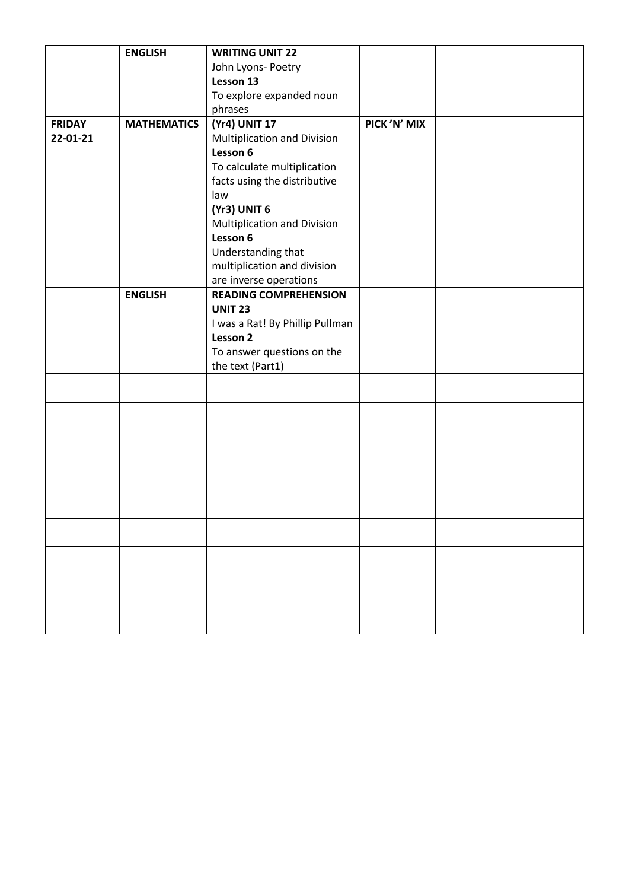| | | | | |
|---|---|---|---|---|
| | **ENGLISH** | **WRITING UNIT 22**<br>John Lyons- Poetry<br>**Lesson 13**<br>To explore expanded noun phrases | | |
| **FRIDAY**<br>**22-01-21** | **MATHEMATICS** | **(Yr4) UNIT 17**<br>Multiplication and Division<br>**Lesson 6**<br>To calculate multiplication facts using the distributive law<br>**(Yr3) UNIT 6**<br>Multiplication and Division<br>**Lesson 6**<br>Understanding that multiplication and division are inverse operations | **PICK 'N' MIX** | |
| | **ENGLISH** | **READING COMPREHENSION UNIT 23**<br>I was a Rat! By Phillip Pullman<br>**Lesson 2**<br>To answer questions on the the text (Part1) | | |
| | | | | |
| | | | | |
| | | | | |
| | | | | |
| | | | | |
| | | | | |
| | | | | |
| | | | | |
| | | | | |